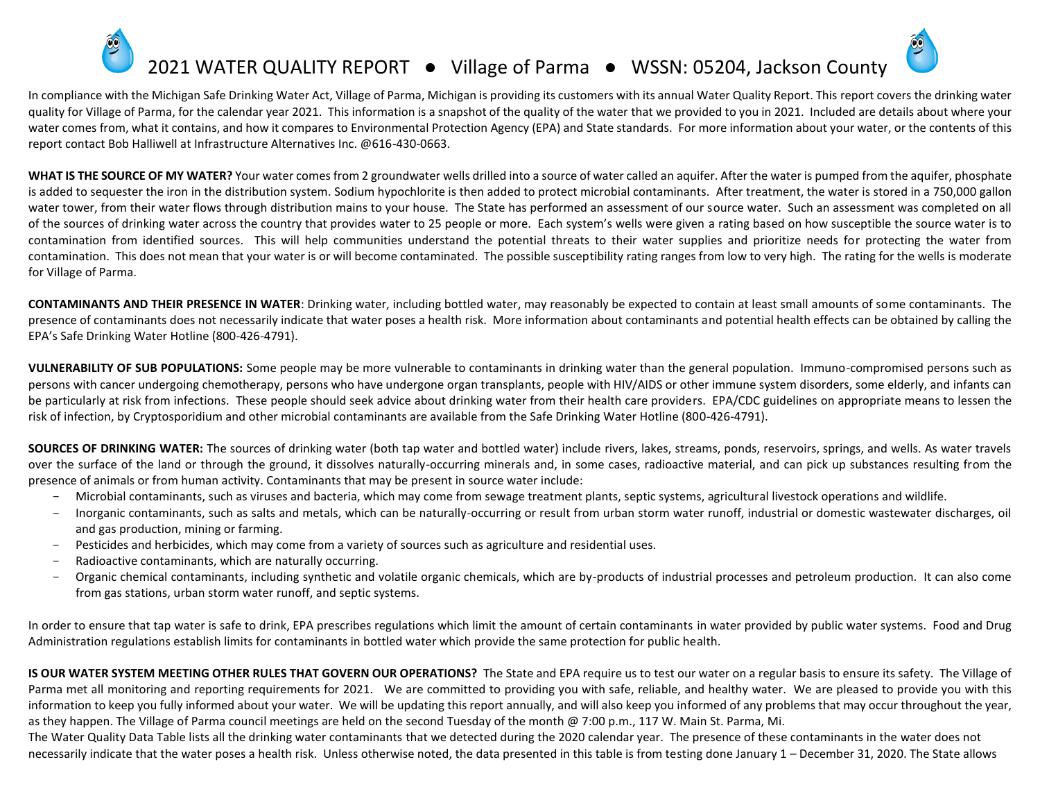# 2021 WATER QUALITY REPORT ● Village of Parma ● WSSN: 05204, Jackson County

In compliance with the Michigan Safe Drinking Water Act, Village of Parma, Michigan is providing its customers with its annual Water Quality Report. This report covers the drinking water quality for Village of Parma, for the calendar year 2021. This information is a snapshot of the quality of the water that we provided to you in 2021. Included are details about where your water comes from, what it contains, and how it compares to Environmental Protection Agency (EPA) and State standards. For more information about your water, or the contents of this report contact Bob Halliwell at Infrastructure Alternatives Inc. @616-430-0663.

**WHAT IS THE SOURCE OF MY WATER?** Your water comes from 2 groundwater wells drilled into a source of water called an aquifer. After the water is pumped from the aquifer, phosphate is added to sequester the iron in the distribution system. Sodium hypochlorite is then added to protect microbial contaminants. After treatment, the water is stored in a 750,000 gallon water tower, from their water flows through distribution mains to your house. The State has performed an assessment of our source water. Such an assessment was completed on all of the sources of drinking water across the country that provides water to 25 people or more. Each system's wells were given a rating based on how susceptible the source water is to contamination from identified sources. This will help communities understand the potential threats to their water supplies and prioritize needs for protecting the water from contamination. This does not mean that your water is or will become contaminated. The possible susceptibility rating ranges from low to very high. The rating for the wells is moderate for Village of Parma.

**CONTAMINANTS AND THEIR PRESENCE IN WATER**: Drinking water, including bottled water, may reasonably be expected to contain at least small amounts of some contaminants. The presence of contaminants does not necessarily indicate that water poses a health risk. More information about contaminants and potential health effects can be obtained by calling the EPA's Safe Drinking Water Hotline (800-426-4791).

**VULNERABILITY OF SUB POPULATIONS:** Some people may be more vulnerable to contaminants in drinking water than the general population. Immuno-compromised persons such as persons with cancer undergoing chemotherapy, persons who have undergone organ transplants, people with HIV/AIDS or other immune system disorders, some elderly, and infants can be particularly at risk from infections. These people should seek advice about drinking water from their health care providers. EPA/CDC guidelines on appropriate means to lessen the risk of infection, by Cryptosporidium and other microbial contaminants are available from the Safe Drinking Water Hotline (800-426-4791).

**SOURCES OF DRINKING WATER:** The sources of drinking water (both tap water and bottled water) include rivers, lakes, streams, ponds, reservoirs, springs, and wells. As water travels over the surface of the land or through the ground, it dissolves naturally-occurring minerals and, in some cases, radioactive material, and can pick up substances resulting from the presence of animals or from human activity. Contaminants that may be present in source water include:

- Microbial contaminants, such as viruses and bacteria, which may come from sewage treatment plants, septic systems, agricultural livestock operations and wildlife.
- Inorganic contaminants, such as salts and metals, which can be naturally-occurring or result from urban storm water runoff, industrial or domestic wastewater discharges, oil and gas production, mining or farming.
- Pesticides and herbicides, which may come from a variety of sources such as agriculture and residential uses.
- Radioactive contaminants, which are naturally occurring.
- Organic chemical contaminants, including synthetic and volatile organic chemicals, which are by-products of industrial processes and petroleum production. It can also come from gas stations, urban storm water runoff, and septic systems.

In order to ensure that tap water is safe to drink, EPA prescribes regulations which limit the amount of certain contaminants in water provided by public water systems. Food and Drug Administration regulations establish limits for contaminants in bottled water which provide the same protection for public health.

**IS OUR WATER SYSTEM MEETING OTHER RULES THAT GOVERN OUR OPERATIONS?** The State and EPA require us to test our water on a regular basis to ensure its safety. The Village of Parma met all monitoring and reporting requirements for 2021. We are committed to providing you with safe, reliable, and healthy water. We are pleased to provide you with this information to keep you fully informed about your water. We will be updating this report annually, and will also keep you informed of any problems that may occur throughout the year, as they happen. The Village of Parma council meetings are held on the second Tuesday of the month @ 7:00 p.m., 117 W. Main St. Parma, Mi.

The Water Quality Data Table lists all the drinking water contaminants that we detected during the 2020 calendar year. The presence of these contaminants in the water does not necessarily indicate that the water poses a health risk. Unless otherwise noted, the data presented in this table is from testing done January 1 – December 31, 2020. The State allows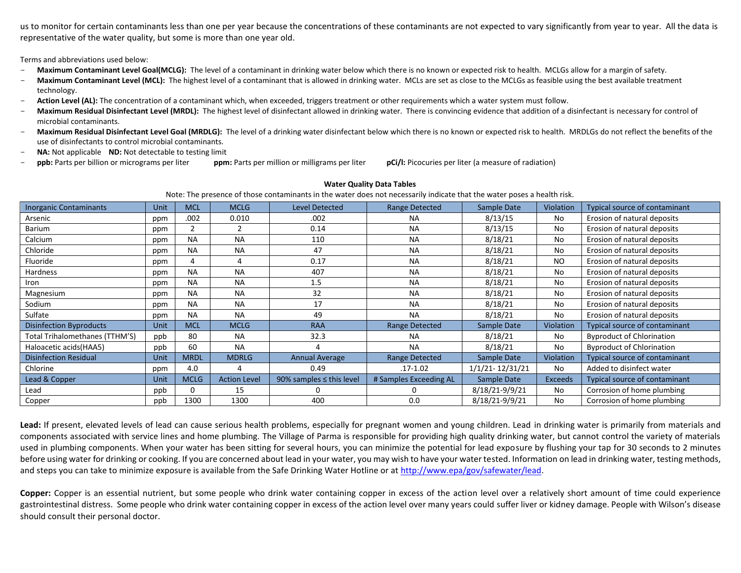us to monitor for certain contaminants less than one per year because the concentrations of these contaminants are not expected to vary significantly from year to year. All the data is representative of the water quality, but some is more than one year old.

Terms and abbreviations used below:

- **Maximum Contaminant Level Goal(MCLG):** The level of a contaminant in drinking water below which there is no known or expected risk to health. MCLGs allow for a margin of safety.
- **Maximum Contaminant Level (MCL):** The highest level of a contaminant that is allowed in drinking water. MCLs are set as close to the MCLGs as feasible using the best available treatment technology.
- **Action Level (AL):** The concentration of a contaminant which, when exceeded, triggers treatment or other requirements which a water system must follow.
- **Maximum Residual Disinfectant Level (MRDL):** The highest level of disinfectant allowed in drinking water. There is convincing evidence that addition of a disinfectant is necessary for control of microbial contaminants.
- **Maximum Residual Disinfectant Level Goal (MRDLG):** The level of a drinking water disinfectant below which there is no known or expected risk to health. MRDLGs do not reflect the benefits of the use of disinfectants to control microbial contaminants.
- **NA:** Not applicable **ND:** Not detectable to testing limit
- **ppb:** Parts per billion or micrograms per liter **ppm:** Parts per million or milligrams per liter **pCi/l:** Picocuries per liter (a measure of radiation)

**Water Quality Data Tables**

Note: The presence of those contaminants in the water does not necessarily indicate that the water poses a health risk.

| Inorganic Contaminants | Unit | MCL | MCLG | Level Detected | Range Detected | Sample Date | Violation | Typical source of contaminant |
|---|---|---|---|---|---|---|---|---|
| Arsenic | ppm | .002 | 0.010 | .002 | NA | 8/13/15 | No | Erosion of natural deposits |
| Barium | ppm | 2 | 2 | 0.14 | NA | 8/13/15 | No | Erosion of natural deposits |
| Calcium | ppm | NA | NA | 110 | NA | 8/18/21 | No | Erosion of natural deposits |
| Chloride | ppm | NA | NA | 47 | NA | 8/18/21 | No | Erosion of natural deposits |
| Fluoride | ppm | 4 | 4 | 0.17 | NA | 8/18/21 | NO | Erosion of natural deposits |
| Hardness | ppm | NA | NA | 407 | NA | 8/18/21 | No | Erosion of natural deposits |
| Iron | ppm | NA | NA | 1.5 | NA | 8/18/21 | No | Erosion of natural deposits |
| Magnesium | ppm | NA | NA | 32 | NA | 8/18/21 | No | Erosion of natural deposits |
| Sodium | ppm | NA | NA | 17 | NA | 8/18/21 | No | Erosion of natural deposits |
| Sulfate | ppm | NA | NA | 49 | NA | 8/18/21 | No | Erosion of natural deposits |
| **Disinfection Byproducts** | **Unit** | **MCL** | **MCLG** | **RAA** | **Range Detected** | **Sample Date** | **Violation** | **Typical source of contaminant** |
| Total Trihalomethanes (TTHM'S) | ppb | 80 | NA | 32.3 | NA | 8/18/21 | No | Byproduct of Chlorination |
| Haloacetic acids(HAA5) | ppb | 60 | NA | 4 | NA | 8/18/21 | No | Byproduct of Chlorination |
| **Disinfection Residual** | **Unit** | **MRDL** | **MDRLG** | **Annual Average** | **Range Detected** | **Sample Date** | **Violation** | **Typical source of contaminant** |
| Chlorine | ppm | 4.0 | 4 | 0.49 | .17-1.02 | 1/1/21- 12/31/21 | No | Added to disinfect water |
| **Lead & Copper** | **Unit** | **MCLG** | **Action Level** | **90% samples ≤ this level** | **# Samples Exceeding AL** | **Sample Date** | **Exceeds** | **Typical source of contaminant** |
| Lead | ppb | 0 | 15 | 0 | 0 | 8/18/21-9/9/21 | No | Corrosion of home plumbing |
| Copper | ppb | 1300 | 1300 | 400 | 0.0 | 8/18/21-9/9/21 | No | Corrosion of home plumbing |

**Lead:** If present, elevated levels of lead can cause serious health problems, especially for pregnant women and young children. Lead in drinking water is primarily from materials and components associated with service lines and home plumbing. The Village of Parma is responsible for providing high quality drinking water, but cannot control the variety of materials used in plumbing components. When your water has been sitting for several hours, you can minimize the potential for lead exposure by flushing your tap for 30 seconds to 2 minutes before using water for drinking or cooking. If you are concerned about lead in your water, you may wish to have your water tested. Information on lead in drinking water, testing methods, and steps you can take to minimize exposure is available from the Safe Drinking Water Hotline or at http://www.epa/gov/safewater/lead.

**Copper:** Copper is an essential nutrient, but some people who drink water containing copper in excess of the action level over a relatively short amount of time could experience gastrointestinal distress. Some people who drink water containing copper in excess of the action level over many years could suffer liver or kidney damage. People with Wilson's disease should consult their personal doctor.